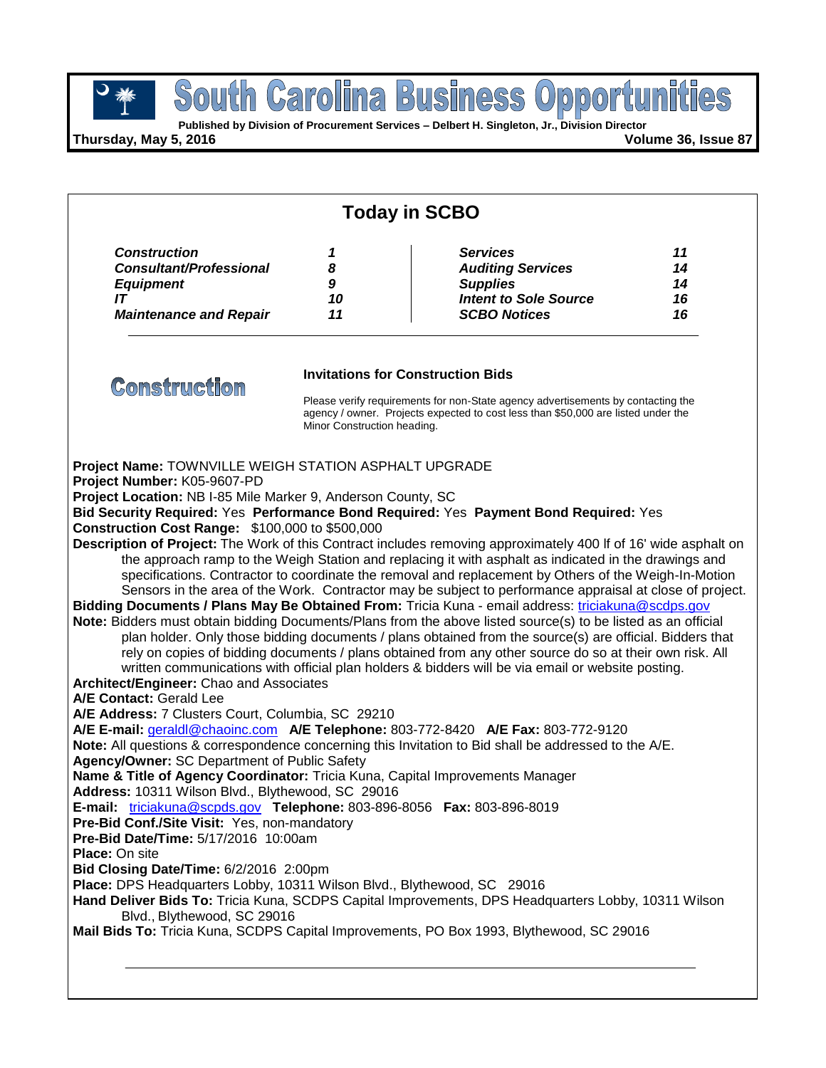# South Carolina Business Opportunities

**Published by Division of Procurement Services – Delbert H. Singleton, Jr., Division Director**

**Thursday, May 5, 2016** **Volume 36, Issue 87**

## Today in SCBO

| | | | |
|---|---|---|---|
| ***Construction*** | ***1*** | ***Services*** | ***11*** |
| ***Consultant/Professional*** | ***8*** | ***Auditing Services*** | ***14*** |
| ***Equipment*** | ***9*** | ***Supplies*** | ***14*** |
| ***IT*** | ***10*** | ***Intent to Sole Source*** | ***16*** |
| ***Maintenance and Repair*** | ***11*** | ***SCBO Notices*** | ***16*** |

## Construction

### Invitations for Construction Bids

Please verify requirements for non-State agency advertisements by contacting the agency / owner. Projects expected to cost less than $50,000 are listed under the Minor Construction heading.

**Project Name:** TOWNVILLE WEIGH STATION ASPHALT UPGRADE
**Project Number:** K05-9607-PD
**Project Location:** NB I-85 Mile Marker 9, Anderson County, SC
**Bid Security Required:** Yes **Performance Bond Required:** Yes **Payment Bond Required:** Yes
**Construction Cost Range:** $100,000 to $500,000
**Description of Project:** The Work of this Contract includes removing approximately 400 lf of 16' wide asphalt on the approach ramp to the Weigh Station and replacing it with asphalt as indicated in the drawings and specifications. Contractor to coordinate the removal and replacement by Others of the Weigh-In-Motion Sensors in the area of the Work. Contractor may be subject to performance appraisal at close of project.
**Bidding Documents / Plans May Be Obtained From:** Tricia Kuna - email address: triciakuna@scdps.gov
**Note:** Bidders must obtain bidding Documents/Plans from the above listed source(s) to be listed as an official plan holder. Only those bidding documents / plans obtained from the source(s) are official. Bidders that rely on copies of bidding documents / plans obtained from any other source do so at their own risk. All written communications with official plan holders & bidders will be via email or website posting.
**Architect/Engineer:** Chao and Associates
**A/E Contact:** Gerald Lee
**A/E Address:** 7 Clusters Court, Columbia, SC 29210
**A/E E-mail:** geraldl@chaoinc.com **A/E Telephone:** 803-772-8420 **A/E Fax:** 803-772-9120
**Note:** All questions & correspondence concerning this Invitation to Bid shall be addressed to the A/E.
**Agency/Owner:** SC Department of Public Safety
**Name & Title of Agency Coordinator:** Tricia Kuna, Capital Improvements Manager
**Address:** 10311 Wilson Blvd., Blythewood, SC 29016
**E-mail:** triciakuna@scpds.gov **Telephone:** 803-896-8056 **Fax:** 803-896-8019
**Pre-Bid Conf./Site Visit:** Yes, non-mandatory
**Pre-Bid Date/Time:** 5/17/2016 10:00am
**Place:** On site
**Bid Closing Date/Time:** 6/2/2016 2:00pm
**Place:** DPS Headquarters Lobby, 10311 Wilson Blvd., Blythewood, SC 29016
**Hand Deliver Bids To:** Tricia Kuna, SCDPS Capital Improvements, DPS Headquarters Lobby, 10311 Wilson Blvd., Blythewood, SC 29016
**Mail Bids To:** Tricia Kuna, SCDPS Capital Improvements, PO Box 1993, Blythewood, SC 29016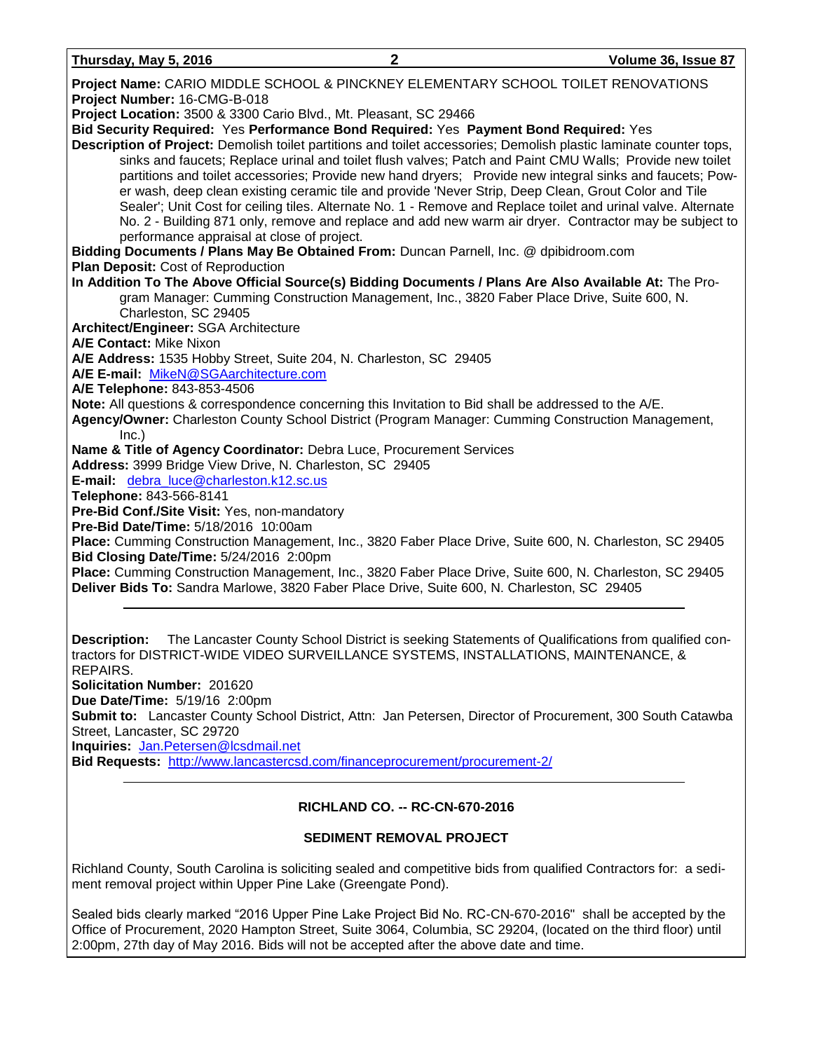**Project Name:** CARIO MIDDLE SCHOOL & PINCKNEY ELEMENTARY SCHOOL TOILET RENOVATIONS
**Project Number:** 16-CMG-B-018
**Project Location:** 3500 & 3300 Cario Blvd., Mt. Pleasant, SC 29466
**Bid Security Required:** Yes **Performance Bond Required:** Yes **Payment Bond Required:** Yes
**Description of Project:** Demolish toilet partitions and toilet accessories; Demolish plastic laminate counter tops, sinks and faucets; Replace urinal and toilet flush valves; Patch and Paint CMU Walls; Provide new toilet partitions and toilet accessories; Provide new hand dryers; Provide new integral sinks and faucets; Power wash, deep clean existing ceramic tile and provide 'Never Strip, Deep Clean, Grout Color and Tile Sealer'; Unit Cost for ceiling tiles. Alternate No. 1 - Remove and Replace toilet and urinal valve. Alternate No. 2 - Building 871 only, remove and replace and add new warm air dryer. Contractor may be subject to performance appraisal at close of project.
**Bidding Documents / Plans May Be Obtained From:** Duncan Parnell, Inc. @ dpibidroom.com
**Plan Deposit:** Cost of Reproduction
**In Addition To The Above Official Source(s) Bidding Documents / Plans Are Also Available At:** The Program Manager: Cumming Construction Management, Inc., 3820 Faber Place Drive, Suite 600, N. Charleston, SC 29405
**Architect/Engineer:** SGA Architecture
**A/E Contact:** Mike Nixon
**A/E Address:** 1535 Hobby Street, Suite 204, N. Charleston, SC 29405
**A/E E-mail:** MikeN@SGAarchitecture.com
**A/E Telephone:** 843-853-4506
**Note:** All questions & correspondence concerning this Invitation to Bid shall be addressed to the A/E.
**Agency/Owner:** Charleston County School District (Program Manager: Cumming Construction Management, Inc.)
**Name & Title of Agency Coordinator:** Debra Luce, Procurement Services
**Address:** 3999 Bridge View Drive, N. Charleston, SC 29405
**E-mail:** debra_luce@charleston.k12.sc.us
**Telephone:** 843-566-8141
**Pre-Bid Conf./Site Visit:** Yes, non-mandatory
**Pre-Bid Date/Time:** 5/18/2016 10:00am
**Place:** Cumming Construction Management, Inc., 3820 Faber Place Drive, Suite 600, N. Charleston, SC 29405
**Bid Closing Date/Time:** 5/24/2016 2:00pm
**Place:** Cumming Construction Management, Inc., 3820 Faber Place Drive, Suite 600, N. Charleston, SC 29405
**Deliver Bids To:** Sandra Marlowe, 3820 Faber Place Drive, Suite 600, N. Charleston, SC 29405

---

**Description:** The Lancaster County School District is seeking Statements of Qualifications from qualified contractors for DISTRICT-WIDE VIDEO SURVEILLANCE SYSTEMS, INSTALLATIONS, MAINTENANCE, & REPAIRS.
**Solicitation Number:** 201620
**Due Date/Time:** 5/19/16 2:00pm
**Submit to:** Lancaster County School District, Attn: Jan Petersen, Director of Procurement, 300 South Catawba Street, Lancaster, SC 29720
**Inquiries:** Jan.Petersen@lcsdmail.net
**Bid Requests:** http://www.lancastercsd.com/financeprocurement/procurement-2/

---

**RICHLAND CO. -- RC-CN-670-2016**

**SEDIMENT REMOVAL PROJECT**

Richland County, South Carolina is soliciting sealed and competitive bids from qualified Contractors for: a sediment removal project within Upper Pine Lake (Greengate Pond).

Sealed bids clearly marked “2016 Upper Pine Lake Project Bid No. RC-CN-670-2016" shall be accepted by the Office of Procurement, 2020 Hampton Street, Suite 3064, Columbia, SC 29204, (located on the third floor) until 2:00pm, 27th day of May 2016. Bids will not be accepted after the above date and time.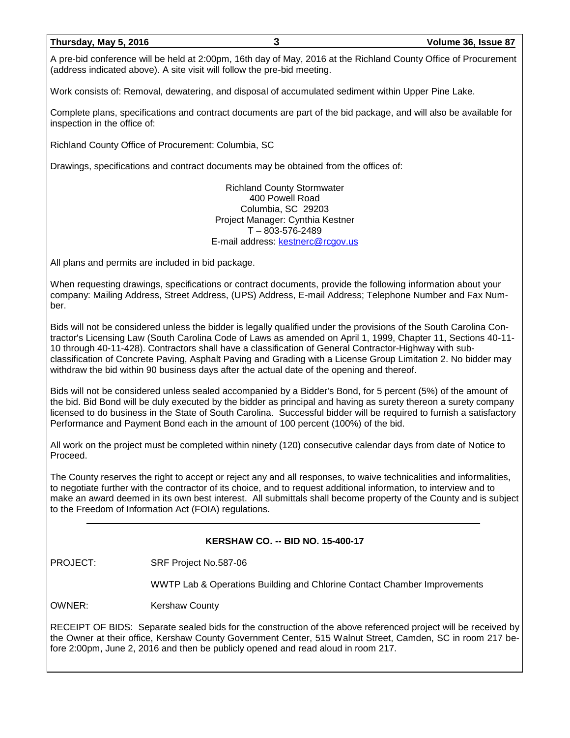A pre-bid conference will be held at 2:00pm, 16th day of May, 2016 at the Richland County Office of Procurement (address indicated above). A site visit will follow the pre-bid meeting.

Work consists of: Removal, dewatering, and disposal of accumulated sediment within Upper Pine Lake.

Complete plans, specifications and contract documents are part of the bid package, and will also be available for inspection in the office of:

Richland County Office of Procurement: Columbia, SC

Drawings, specifications and contract documents may be obtained from the offices of:

Richland County Stormwater
400 Powell Road
Columbia, SC 29203
Project Manager: Cynthia Kestner
T – 803-576-2489
E-mail address: kestnerc@rcgov.us

All plans and permits are included in bid package.

When requesting drawings, specifications or contract documents, provide the following information about your company: Mailing Address, Street Address, (UPS) Address, E-mail Address; Telephone Number and Fax Number.

Bids will not be considered unless the bidder is legally qualified under the provisions of the South Carolina Contractor's Licensing Law (South Carolina Code of Laws as amended on April 1, 1999, Chapter 11, Sections 40-11-10 through 40-11-428). Contractors shall have a classification of General Contractor-Highway with sub-classification of Concrete Paving, Asphalt Paving and Grading with a License Group Limitation 2. No bidder may withdraw the bid within 90 business days after the actual date of the opening and thereof.

Bids will not be considered unless sealed accompanied by a Bidder's Bond, for 5 percent (5%) of the amount of the bid. Bid Bond will be duly executed by the bidder as principal and having as surety thereon a surety company licensed to do business in the State of South Carolina. Successful bidder will be required to furnish a satisfactory Performance and Payment Bond each in the amount of 100 percent (100%) of the bid.

All work on the project must be completed within ninety (120) consecutive calendar days from date of Notice to Proceed.

The County reserves the right to accept or reject any and all responses, to waive technicalities and informalities, to negotiate further with the contractor of its choice, and to request additional information, to interview and to make an award deemed in its own best interest. All submittals shall become property of the County and is subject to the Freedom of Information Act (FOIA) regulations.

---

**KERSHAW CO. -- BID NO. 15-400-17**

PROJECT: SRF Project No.587-06

WWTP Lab & Operations Building and Chlorine Contact Chamber Improvements

OWNER: Kershaw County

RECEIPT OF BIDS: Separate sealed bids for the construction of the above referenced project will be received by the Owner at their office, Kershaw County Government Center, 515 Walnut Street, Camden, SC in room 217 before 2:00pm, June 2, 2016 and then be publicly opened and read aloud in room 217.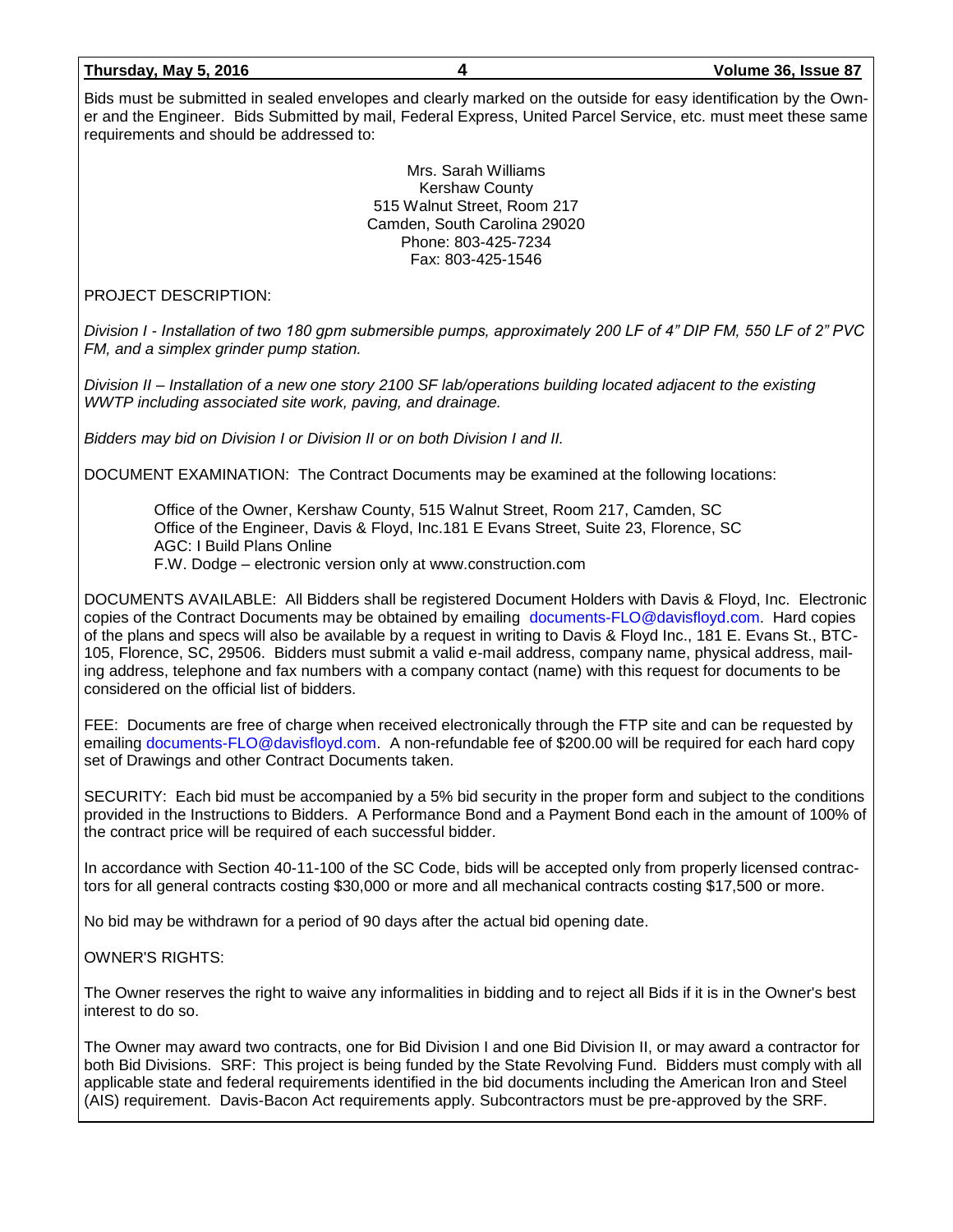Bids must be submitted in sealed envelopes and clearly marked on the outside for easy identification by the Owner and the Engineer. Bids Submitted by mail, Federal Express, United Parcel Service, etc. must meet these same requirements and should be addressed to:

Mrs. Sarah Williams
Kershaw County
515 Walnut Street, Room 217
Camden, South Carolina 29020
Phone: 803-425-7234
Fax: 803-425-1546

PROJECT DESCRIPTION:

*Division I - Installation of two 180 gpm submersible pumps, approximately 200 LF of 4" DIP FM, 550 LF of 2" PVC FM, and a simplex grinder pump station.*

*Division II – Installation of a new one story 2100 SF lab/operations building located adjacent to the existing WWTP including associated site work, paving, and drainage.*

*Bidders may bid on Division I or Division II or on both Division I and II.*

DOCUMENT EXAMINATION: The Contract Documents may be examined at the following locations:

> Office of the Owner, Kershaw County, 515 Walnut Street, Room 217, Camden, SC
> Office of the Engineer, Davis & Floyd, Inc.181 E Evans Street, Suite 23, Florence, SC
> AGC: I Build Plans Online
> F.W. Dodge – electronic version only at www.construction.com

DOCUMENTS AVAILABLE: All Bidders shall be registered Document Holders with Davis & Floyd, Inc. Electronic copies of the Contract Documents may be obtained by emailing documents-FLO@davisfloyd.com. Hard copies of the plans and specs will also be available by a request in writing to Davis & Floyd Inc., 181 E. Evans St., BTC-105, Florence, SC, 29506. Bidders must submit a valid e-mail address, company name, physical address, mailing address, telephone and fax numbers with a company contact (name) with this request for documents to be considered on the official list of bidders.

FEE: Documents are free of charge when received electronically through the FTP site and can be requested by emailing documents-FLO@davisfloyd.com. A non-refundable fee of $200.00 will be required for each hard copy set of Drawings and other Contract Documents taken.

SECURITY: Each bid must be accompanied by a 5% bid security in the proper form and subject to the conditions provided in the Instructions to Bidders. A Performance Bond and a Payment Bond each in the amount of 100% of the contract price will be required of each successful bidder.

In accordance with Section 40-11-100 of the SC Code, bids will be accepted only from properly licensed contractors for all general contracts costing $30,000 or more and all mechanical contracts costing $17,500 or more.

No bid may be withdrawn for a period of 90 days after the actual bid opening date.

OWNER'S RIGHTS:

The Owner reserves the right to waive any informalities in bidding and to reject all Bids if it is in the Owner's best interest to do so.

The Owner may award two contracts, one for Bid Division I and one Bid Division II, or may award a contractor for both Bid Divisions. SRF: This project is being funded by the State Revolving Fund. Bidders must comply with all applicable state and federal requirements identified in the bid documents including the American Iron and Steel (AIS) requirement. Davis-Bacon Act requirements apply. Subcontractors must be pre-approved by the SRF.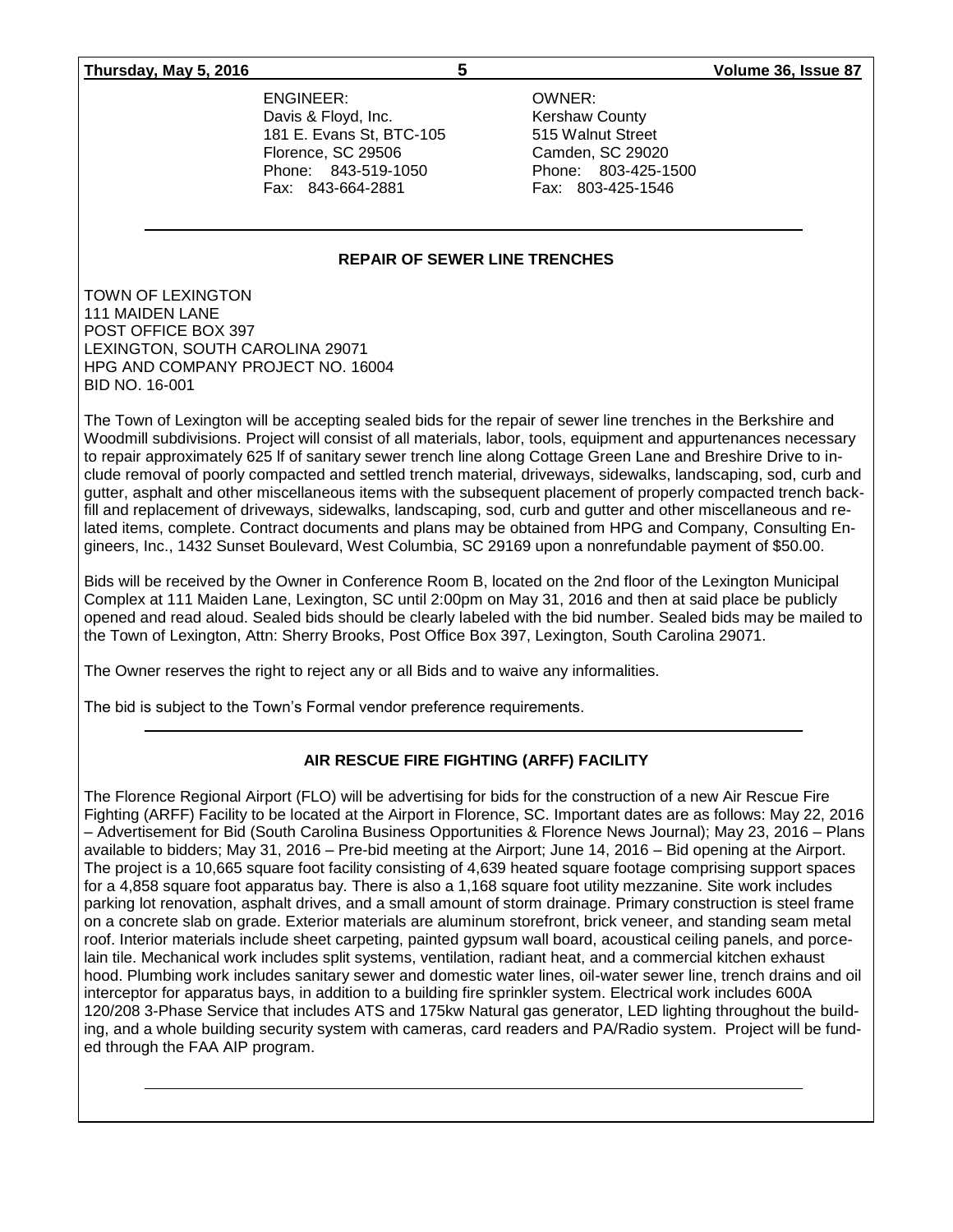ENGINEER:
Davis & Floyd, Inc.
181 E. Evans St, BTC-105
Florence, SC 29506
Phone: 843-519-1050
Fax: 843-664-2881

OWNER:
Kershaw County
515 Walnut Street
Camden, SC 29020
Phone: 803-425-1500
Fax: 803-425-1546

---

## REPAIR OF SEWER LINE TRENCHES

TOWN OF LEXINGTON
111 MAIDEN LANE
POST OFFICE BOX 397
LEXINGTON, SOUTH CAROLINA 29071
HPG AND COMPANY PROJECT NO. 16004
BID NO. 16-001

The Town of Lexington will be accepting sealed bids for the repair of sewer line trenches in the Berkshire and Woodmill subdivisions. Project will consist of all materials, labor, tools, equipment and appurtenances necessary to repair approximately 625 lf of sanitary sewer trench line along Cottage Green Lane and Breshire Drive to include removal of poorly compacted and settled trench material, driveways, sidewalks, landscaping, sod, curb and gutter, asphalt and other miscellaneous items with the subsequent placement of properly compacted trench backfill and replacement of driveways, sidewalks, landscaping, sod, curb and gutter and other miscellaneous and related items, complete. Contract documents and plans may be obtained from HPG and Company, Consulting Engineers, Inc., 1432 Sunset Boulevard, West Columbia, SC 29169 upon a nonrefundable payment of $50.00.

Bids will be received by the Owner in Conference Room B, located on the 2nd floor of the Lexington Municipal Complex at 111 Maiden Lane, Lexington, SC until 2:00pm on May 31, 2016 and then at said place be publicly opened and read aloud. Sealed bids should be clearly labeled with the bid number. Sealed bids may be mailed to the Town of Lexington, Attn: Sherry Brooks, Post Office Box 397, Lexington, South Carolina 29071.

The Owner reserves the right to reject any or all Bids and to waive any informalities.

The bid is subject to the Town's Formal vendor preference requirements.

---

## AIR RESCUE FIRE FIGHTING (ARFF) FACILITY

The Florence Regional Airport (FLO) will be advertising for bids for the construction of a new Air Rescue Fire Fighting (ARFF) Facility to be located at the Airport in Florence, SC. Important dates are as follows: May 22, 2016 – Advertisement for Bid (South Carolina Business Opportunities & Florence News Journal); May 23, 2016 – Plans available to bidders; May 31, 2016 – Pre-bid meeting at the Airport; June 14, 2016 – Bid opening at the Airport. The project is a 10,665 square foot facility consisting of 4,639 heated square footage comprising support spaces for a 4,858 square foot apparatus bay. There is also a 1,168 square foot utility mezzanine. Site work includes parking lot renovation, asphalt drives, and a small amount of storm drainage. Primary construction is steel frame on a concrete slab on grade. Exterior materials are aluminum storefront, brick veneer, and standing seam metal roof. Interior materials include sheet carpeting, painted gypsum wall board, acoustical ceiling panels, and porcelain tile. Mechanical work includes split systems, ventilation, radiant heat, and a commercial kitchen exhaust hood. Plumbing work includes sanitary sewer and domestic water lines, oil-water sewer line, trench drains and oil interceptor for apparatus bays, in addition to a building fire sprinkler system. Electrical work includes 600A 120/208 3-Phase Service that includes ATS and 175kw Natural gas generator, LED lighting throughout the building, and a whole building security system with cameras, card readers and PA/Radio system. Project will be funded through the FAA AIP program.

---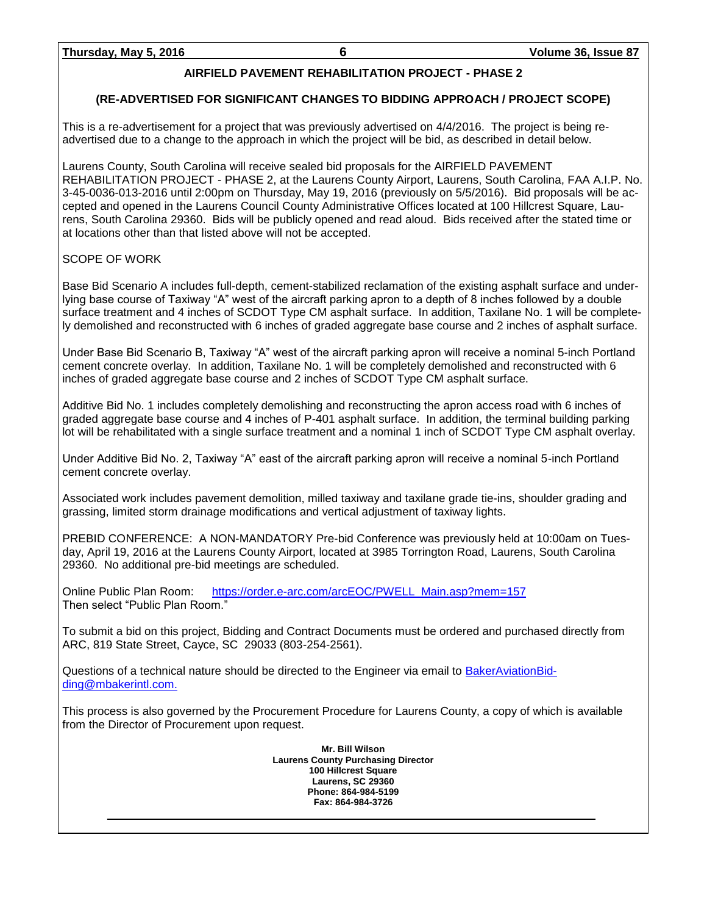## AIRFIELD PAVEMENT REHABILITATION PROJECT - PHASE 2

### (RE-ADVERTISED FOR SIGNIFICANT CHANGES TO BIDDING APPROACH / PROJECT SCOPE)

This is a re-advertisement for a project that was previously advertised on 4/4/2016. The project is being re-advertised due to a change to the approach in which the project will be bid, as described in detail below.

Laurens County, South Carolina will receive sealed bid proposals for the AIRFIELD PAVEMENT REHABILITATION PROJECT - PHASE 2, at the Laurens County Airport, Laurens, South Carolina, FAA A.I.P. No. 3-45-0036-013-2016 until 2:00pm on Thursday, May 19, 2016 (previously on 5/5/2016). Bid proposals will be accepted and opened in the Laurens Council County Administrative Offices located at 100 Hillcrest Square, Laurens, South Carolina 29360. Bids will be publicly opened and read aloud. Bids received after the stated time or at locations other than that listed above will not be accepted.

SCOPE OF WORK

Base Bid Scenario A includes full-depth, cement-stabilized reclamation of the existing asphalt surface and underlying base course of Taxiway "A" west of the aircraft parking apron to a depth of 8 inches followed by a double surface treatment and 4 inches of SCDOT Type CM asphalt surface. In addition, Taxilane No. 1 will be completely demolished and reconstructed with 6 inches of graded aggregate base course and 2 inches of asphalt surface.

Under Base Bid Scenario B, Taxiway "A" west of the aircraft parking apron will receive a nominal 5-inch Portland cement concrete overlay. In addition, Taxilane No. 1 will be completely demolished and reconstructed with 6 inches of graded aggregate base course and 2 inches of SCDOT Type CM asphalt surface.

Additive Bid No. 1 includes completely demolishing and reconstructing the apron access road with 6 inches of graded aggregate base course and 4 inches of P-401 asphalt surface. In addition, the terminal building parking lot will be rehabilitated with a single surface treatment and a nominal 1 inch of SCDOT Type CM asphalt overlay.

Under Additive Bid No. 2, Taxiway "A" east of the aircraft parking apron will receive a nominal 5-inch Portland cement concrete overlay.

Associated work includes pavement demolition, milled taxiway and taxilane grade tie-ins, shoulder grading and grassing, limited storm drainage modifications and vertical adjustment of taxiway lights.

PREBID CONFERENCE: A NON-MANDATORY Pre-bid Conference was previously held at 10:00am on Tuesday, April 19, 2016 at the Laurens County Airport, located at 3985 Torrington Road, Laurens, South Carolina 29360. No additional pre-bid meetings are scheduled.

Online Public Plan Room: https://order.e-arc.com/arcEOC/PWELL_Main.asp?mem=157
Then select "Public Plan Room."

To submit a bid on this project, Bidding and Contract Documents must be ordered and purchased directly from ARC, 819 State Street, Cayce, SC 29033 (803-254-2561).

Questions of a technical nature should be directed to the Engineer via email to BakerAviationBidding@mbakerintl.com.

This process is also governed by the Procurement Procedure for Laurens County, a copy of which is available from the Director of Procurement upon request.

**Mr. Bill Wilson**
**Laurens County Purchasing Director**
**100 Hillcrest Square**
**Laurens, SC 29360**
**Phone: 864-984-5199**
**Fax: 864-984-3726**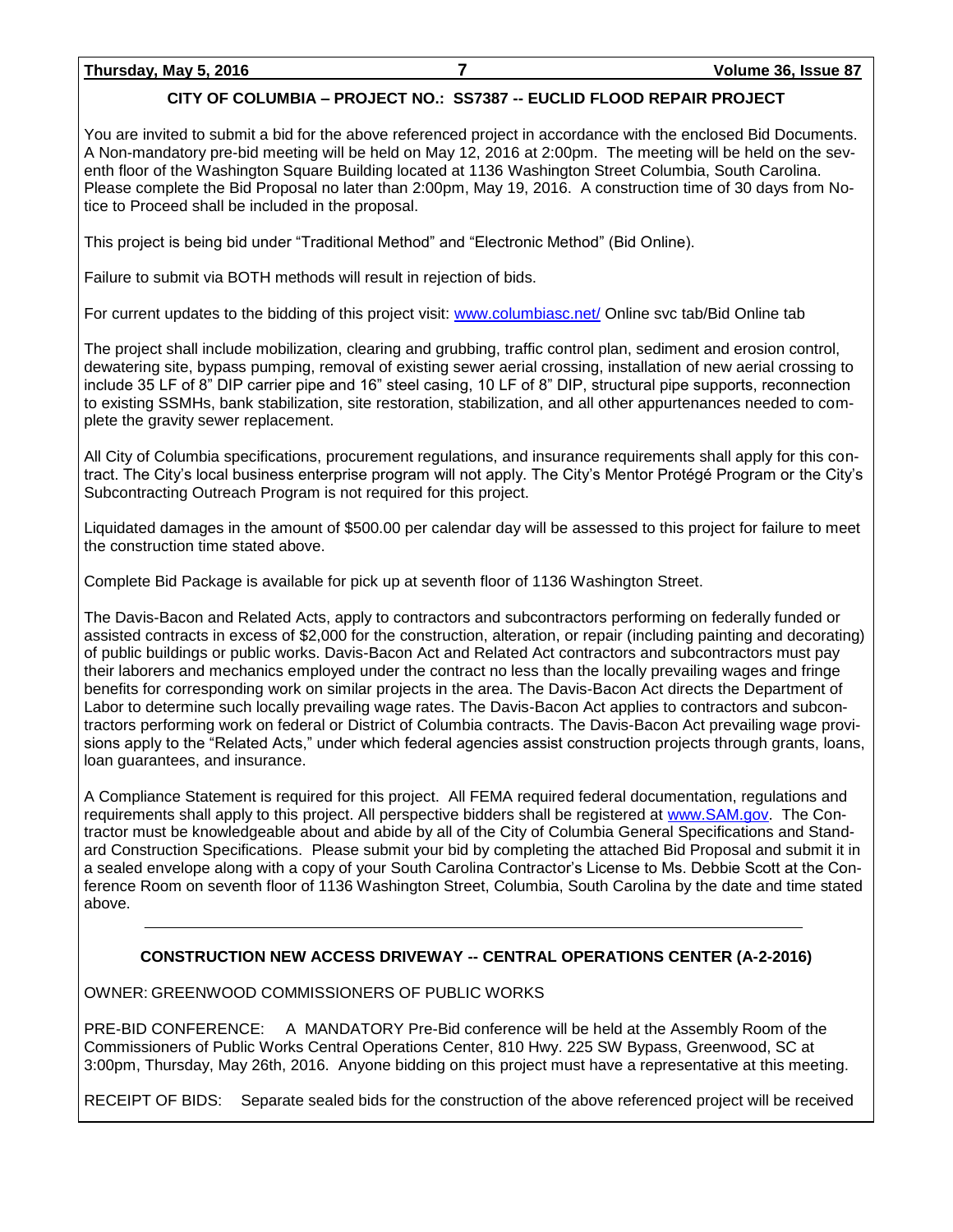## CITY OF COLUMBIA – PROJECT NO.: SS7387 -- EUCLID FLOOD REPAIR PROJECT

You are invited to submit a bid for the above referenced project in accordance with the enclosed Bid Documents. A Non-mandatory pre-bid meeting will be held on May 12, 2016 at 2:00pm. The meeting will be held on the seventh floor of the Washington Square Building located at 1136 Washington Street Columbia, South Carolina. Please complete the Bid Proposal no later than 2:00pm, May 19, 2016. A construction time of 30 days from Notice to Proceed shall be included in the proposal.

This project is being bid under "Traditional Method" and "Electronic Method" (Bid Online).

Failure to submit via BOTH methods will result in rejection of bids.

For current updates to the bidding of this project visit: www.columbiasc.net/ Online svc tab/Bid Online tab

The project shall include mobilization, clearing and grubbing, traffic control plan, sediment and erosion control, dewatering site, bypass pumping, removal of existing sewer aerial crossing, installation of new aerial crossing to include 35 LF of 8" DIP carrier pipe and 16" steel casing, 10 LF of 8" DIP, structural pipe supports, reconnection to existing SSMHs, bank stabilization, site restoration, stabilization, and all other appurtenances needed to complete the gravity sewer replacement.

All City of Columbia specifications, procurement regulations, and insurance requirements shall apply for this contract. The City's local business enterprise program will not apply. The City's Mentor Protégé Program or the City's Subcontracting Outreach Program is not required for this project.

Liquidated damages in the amount of $500.00 per calendar day will be assessed to this project for failure to meet the construction time stated above.

Complete Bid Package is available for pick up at seventh floor of 1136 Washington Street.

The Davis-Bacon and Related Acts, apply to contractors and subcontractors performing on federally funded or assisted contracts in excess of $2,000 for the construction, alteration, or repair (including painting and decorating) of public buildings or public works. Davis-Bacon Act and Related Act contractors and subcontractors must pay their laborers and mechanics employed under the contract no less than the locally prevailing wages and fringe benefits for corresponding work on similar projects in the area. The Davis-Bacon Act directs the Department of Labor to determine such locally prevailing wage rates. The Davis-Bacon Act applies to contractors and subcontractors performing work on federal or District of Columbia contracts. The Davis-Bacon Act prevailing wage provisions apply to the "Related Acts," under which federal agencies assist construction projects through grants, loans, loan guarantees, and insurance.

A Compliance Statement is required for this project. All FEMA required federal documentation, regulations and requirements shall apply to this project. All perspective bidders shall be registered at www.SAM.gov. The Contractor must be knowledgeable about and abide by all of the City of Columbia General Specifications and Standard Construction Specifications. Please submit your bid by completing the attached Bid Proposal and submit it in a sealed envelope along with a copy of your South Carolina Contractor's License to Ms. Debbie Scott at the Conference Room on seventh floor of 1136 Washington Street, Columbia, South Carolina by the date and time stated above.

---

## CONSTRUCTION NEW ACCESS DRIVEWAY -- CENTRAL OPERATIONS CENTER (A-2-2016)

OWNER: GREENWOOD COMMISSIONERS OF PUBLIC WORKS

PRE-BID CONFERENCE: A MANDATORY Pre-Bid conference will be held at the Assembly Room of the Commissioners of Public Works Central Operations Center, 810 Hwy. 225 SW Bypass, Greenwood, SC at 3:00pm, Thursday, May 26th, 2016. Anyone bidding on this project must have a representative at this meeting.

RECEIPT OF BIDS: Separate sealed bids for the construction of the above referenced project will be received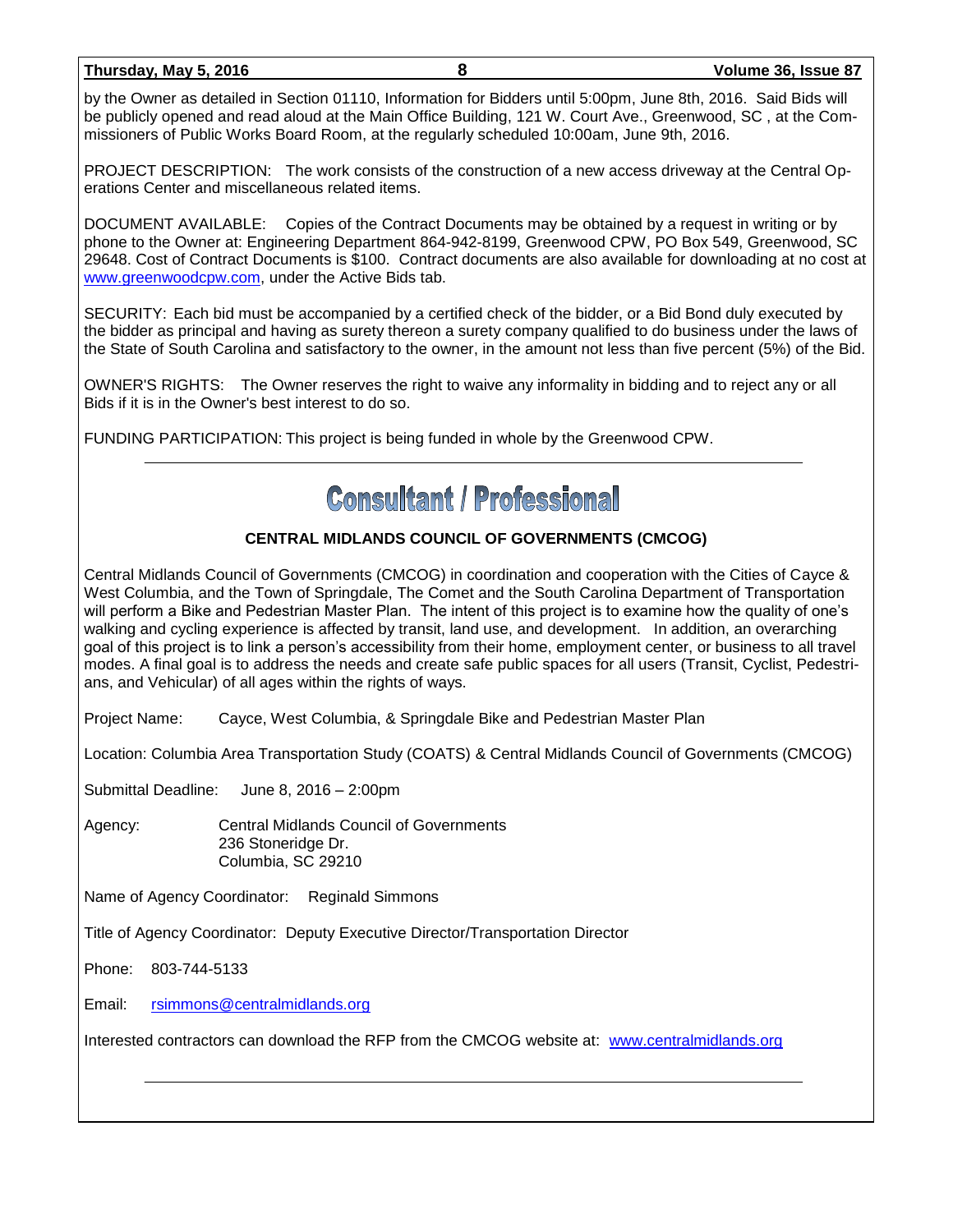by the Owner as detailed in Section 01110, Information for Bidders until 5:00pm, June 8th, 2016. Said Bids will be publicly opened and read aloud at the Main Office Building, 121 W. Court Ave., Greenwood, SC , at the Commissioners of Public Works Board Room, at the regularly scheduled 10:00am, June 9th, 2016.

PROJECT DESCRIPTION: The work consists of the construction of a new access driveway at the Central Operations Center and miscellaneous related items.

DOCUMENT AVAILABLE: Copies of the Contract Documents may be obtained by a request in writing or by phone to the Owner at: Engineering Department 864-942-8199, Greenwood CPW, PO Box 549, Greenwood, SC 29648. Cost of Contract Documents is $100. Contract documents are also available for downloading at no cost at www.greenwoodcpw.com, under the Active Bids tab.

SECURITY: Each bid must be accompanied by a certified check of the bidder, or a Bid Bond duly executed by the bidder as principal and having as surety thereon a surety company qualified to do business under the laws of the State of South Carolina and satisfactory to the owner, in the amount not less than five percent (5%) of the Bid.

OWNER'S RIGHTS: The Owner reserves the right to waive any informality in bidding and to reject any or all Bids if it is in the Owner's best interest to do so.

FUNDING PARTICIPATION: This project is being funded in whole by the Greenwood CPW.

---

# Consultant / Professional

### CENTRAL MIDLANDS COUNCIL OF GOVERNMENTS (CMCOG)

Central Midlands Council of Governments (CMCOG) in coordination and cooperation with the Cities of Cayce & West Columbia, and the Town of Springdale, The Comet and the South Carolina Department of Transportation will perform a Bike and Pedestrian Master Plan. The intent of this project is to examine how the quality of one's walking and cycling experience is affected by transit, land use, and development. In addition, an overarching goal of this project is to link a person's accessibility from their home, employment center, or business to all travel modes. A final goal is to address the needs and create safe public spaces for all users (Transit, Cyclist, Pedestrians, and Vehicular) of all ages within the rights of ways.

Project Name: Cayce, West Columbia, & Springdale Bike and Pedestrian Master Plan

Location: Columbia Area Transportation Study (COATS) & Central Midlands Council of Governments (CMCOG)

Submittal Deadline: June 8, 2016 – 2:00pm

Agency: Central Midlands Council of Governments
236 Stoneridge Dr.
Columbia, SC 29210

Name of Agency Coordinator: Reginald Simmons

Title of Agency Coordinator: Deputy Executive Director/Transportation Director

Phone: 803-744-5133

Email: rsimmons@centralmidlands.org

Interested contractors can download the RFP from the CMCOG website at: www.centralmidlands.org

---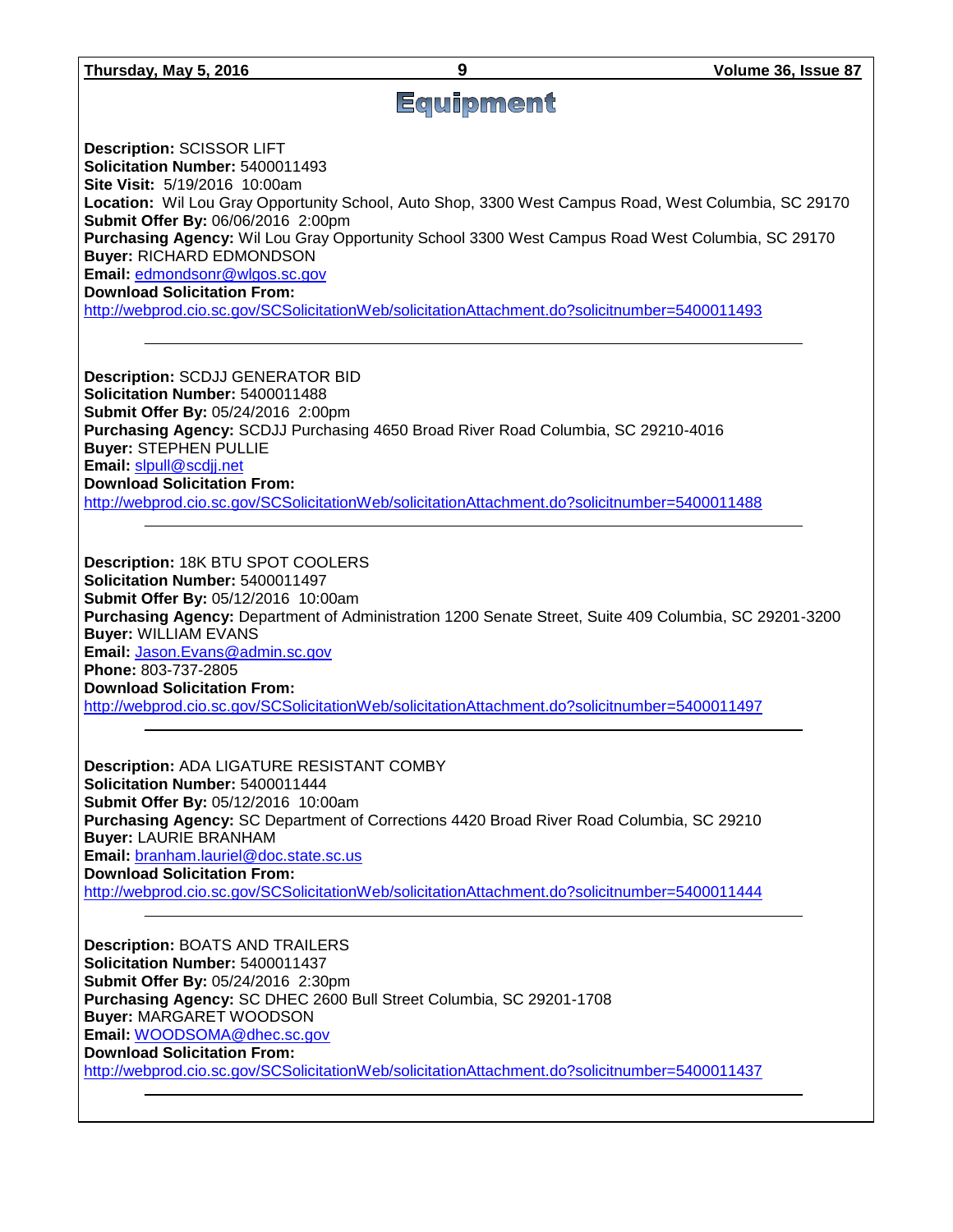# Equipment

**Description:** SCISSOR LIFT
**Solicitation Number:** 5400011493
**Site Visit:** 5/19/2016 10:00am
**Location:** Wil Lou Gray Opportunity School, Auto Shop, 3300 West Campus Road, West Columbia, SC 29170
**Submit Offer By:** 06/06/2016 2:00pm
**Purchasing Agency:** Wil Lou Gray Opportunity School 3300 West Campus Road West Columbia, SC 29170
**Buyer:** RICHARD EDMONDSON
**Email:** edmondsonr@wlgos.sc.gov
**Download Solicitation From:**
http://webprod.cio.sc.gov/SCSolicitationWeb/solicitationAttachment.do?solicitnumber=5400011493

---

**Description:** SCDJJ GENERATOR BID
**Solicitation Number:** 5400011488
**Submit Offer By:** 05/24/2016 2:00pm
**Purchasing Agency:** SCDJJ Purchasing 4650 Broad River Road Columbia, SC 29210-4016
**Buyer:** STEPHEN PULLIE
**Email:** slpull@scdjj.net
**Download Solicitation From:**
http://webprod.cio.sc.gov/SCSolicitationWeb/solicitationAttachment.do?solicitnumber=5400011488

---

**Description:** 18K BTU SPOT COOLERS
**Solicitation Number:** 5400011497
**Submit Offer By:** 05/12/2016 10:00am
**Purchasing Agency:** Department of Administration 1200 Senate Street, Suite 409 Columbia, SC 29201-3200
**Buyer:** WILLIAM EVANS
**Email:** Jason.Evans@admin.sc.gov
**Phone:** 803-737-2805
**Download Solicitation From:**
http://webprod.cio.sc.gov/SCSolicitationWeb/solicitationAttachment.do?solicitnumber=5400011497

---

**Description:** ADA LIGATURE RESISTANT COMBY
**Solicitation Number:** 5400011444
**Submit Offer By:** 05/12/2016 10:00am
**Purchasing Agency:** SC Department of Corrections 4420 Broad River Road Columbia, SC 29210
**Buyer:** LAURIE BRANHAM
**Email:** branham.lauriel@doc.state.sc.us
**Download Solicitation From:**
http://webprod.cio.sc.gov/SCSolicitationWeb/solicitationAttachment.do?solicitnumber=5400011444

---

**Description:** BOATS AND TRAILERS
**Solicitation Number:** 5400011437
**Submit Offer By:** 05/24/2016 2:30pm
**Purchasing Agency:** SC DHEC 2600 Bull Street Columbia, SC 29201-1708
**Buyer:** MARGARET WOODSON
**Email:** WOODSOMA@dhec.sc.gov
**Download Solicitation From:**
http://webprod.cio.sc.gov/SCSolicitationWeb/solicitationAttachment.do?solicitnumber=5400011437

---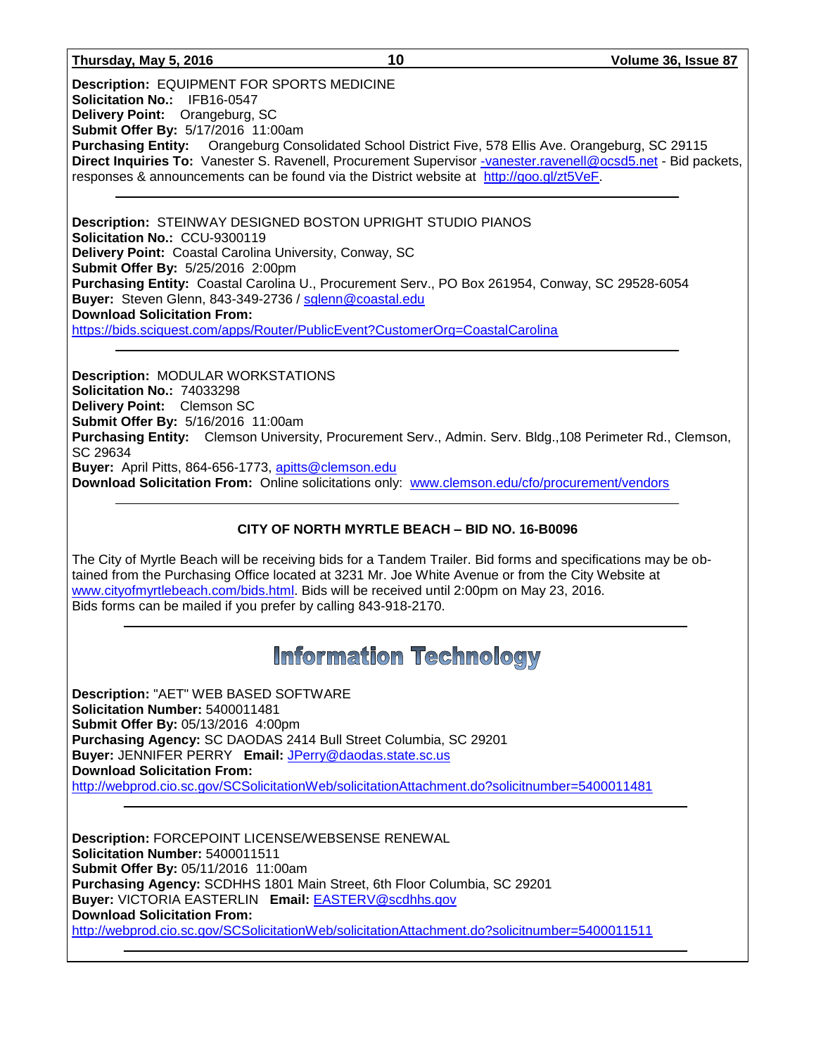**Description:** EQUIPMENT FOR SPORTS MEDICINE
**Solicitation No.:** IFB16-0547
**Delivery Point:** Orangeburg, SC
**Submit Offer By:** 5/17/2016 11:00am
**Purchasing Entity:** Orangeburg Consolidated School District Five, 578 Ellis Ave. Orangeburg, SC 29115
**Direct Inquiries To:** Vanester S. Ravenell, Procurement Supervisor -vanester.ravenell@ocsd5.net - Bid packets, responses & announcements can be found via the District website at http://goo.gl/zt5VeF.

---

**Description:** STEINWAY DESIGNED BOSTON UPRIGHT STUDIO PIANOS
**Solicitation No.:** CCU-9300119
**Delivery Point:** Coastal Carolina University, Conway, SC
**Submit Offer By:** 5/25/2016 2:00pm
**Purchasing Entity:** Coastal Carolina U., Procurement Serv., PO Box 261954, Conway, SC 29528-6054
**Buyer:** Steven Glenn, 843-349-2736 / sglenn@coastal.edu
**Download Solicitation From:**
https://bids.sciquest.com/apps/Router/PublicEvent?CustomerOrg=CoastalCarolina

---

**Description:** MODULAR WORKSTATIONS
**Solicitation No.:** 74033298
**Delivery Point:** Clemson SC
**Submit Offer By:** 5/16/2016 11:00am
**Purchasing Entity:** Clemson University, Procurement Serv., Admin. Serv. Bldg.,108 Perimeter Rd., Clemson, SC 29634
**Buyer:** April Pitts, 864-656-1773, apitts@clemson.edu
**Download Solicitation From:** Online solicitations only: www.clemson.edu/cfo/procurement/vendors

---

**CITY OF NORTH MYRTLE BEACH – BID NO. 16-B0096**

The City of Myrtle Beach will be receiving bids for a Tandem Trailer. Bid forms and specifications may be obtained from the Purchasing Office located at 3231 Mr. Joe White Avenue or from the City Website at www.cityofmyrtlebeach.com/bids.html. Bids will be received until 2:00pm on May 23, 2016.
Bids forms can be mailed if you prefer by calling 843-918-2170.

---

# Information Technology

**Description:** "AET" WEB BASED SOFTWARE
**Solicitation Number:** 5400011481
**Submit Offer By:** 05/13/2016 4:00pm
**Purchasing Agency:** SC DAODAS 2414 Bull Street Columbia, SC 29201
**Buyer:** JENNIFER PERRY **Email:** JPerry@daodas.state.sc.us
**Download Solicitation From:**
http://webprod.cio.sc.gov/SCSolicitationWeb/solicitationAttachment.do?solicitnumber=5400011481

---

**Description:** FORCEPOINT LICENSE/WEBSENSE RENEWAL
**Solicitation Number:** 5400011511
**Submit Offer By:** 05/11/2016 11:00am
**Purchasing Agency:** SCDHHS 1801 Main Street, 6th Floor Columbia, SC 29201
**Buyer:** VICTORIA EASTERLIN **Email:** EASTERV@scdhhs.gov
**Download Solicitation From:**
http://webprod.cio.sc.gov/SCSolicitationWeb/solicitationAttachment.do?solicitnumber=5400011511

---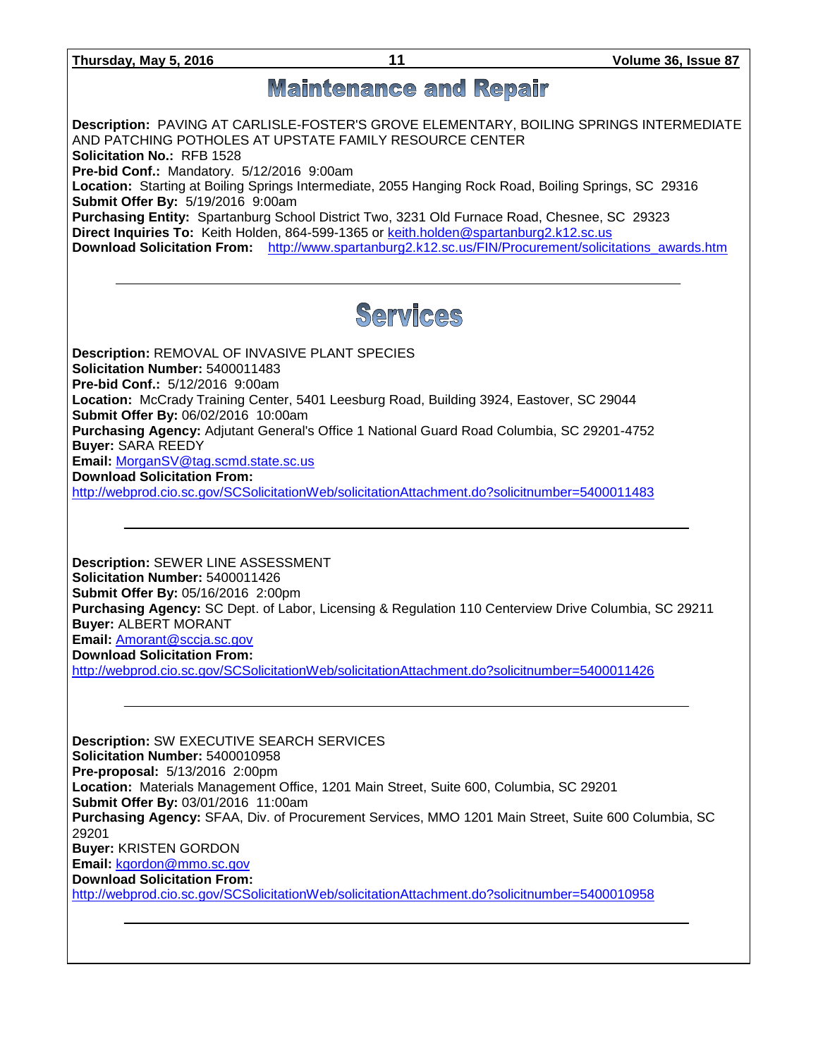# Maintenance and Repair

**Description:** PAVING AT CARLISLE-FOSTER'S GROVE ELEMENTARY, BOILING SPRINGS INTERMEDIATE AND PATCHING POTHOLES AT UPSTATE FAMILY RESOURCE CENTER
**Solicitation No.:** RFB 1528
**Pre-bid Conf.:** Mandatory. 5/12/2016 9:00am
**Location:** Starting at Boiling Springs Intermediate, 2055 Hanging Rock Road, Boiling Springs, SC 29316
**Submit Offer By:** 5/19/2016 9:00am
**Purchasing Entity:** Spartanburg School District Two, 3231 Old Furnace Road, Chesnee, SC 29323
**Direct Inquiries To:** Keith Holden, 864-599-1365 or keith.holden@spartanburg2.k12.sc.us
**Download Solicitation From:** http://www.spartanburg2.k12.sc.us/FIN/Procurement/solicitations_awards.htm

---

# Services

**Description:** REMOVAL OF INVASIVE PLANT SPECIES
**Solicitation Number:** 5400011483
**Pre-bid Conf.:** 5/12/2016 9:00am
**Location:** McCrady Training Center, 5401 Leesburg Road, Building 3924, Eastover, SC 29044
**Submit Offer By:** 06/02/2016 10:00am
**Purchasing Agency:** Adjutant General's Office 1 National Guard Road Columbia, SC 29201-4752
**Buyer:** SARA REEDY
**Email:** MorganSV@tag.scmd.state.sc.us
**Download Solicitation From:**
http://webprod.cio.sc.gov/SCSolicitationWeb/solicitationAttachment.do?solicitnumber=5400011483

---

**Description:** SEWER LINE ASSESSMENT
**Solicitation Number:** 5400011426
**Submit Offer By:** 05/16/2016 2:00pm
**Purchasing Agency:** SC Dept. of Labor, Licensing & Regulation 110 Centerview Drive Columbia, SC 29211
**Buyer:** ALBERT MORANT
**Email:** Amorant@sccja.sc.gov
**Download Solicitation From:**
http://webprod.cio.sc.gov/SCSolicitationWeb/solicitationAttachment.do?solicitnumber=5400011426

---

**Description:** SW EXECUTIVE SEARCH SERVICES
**Solicitation Number:** 5400010958
**Pre-proposal:** 5/13/2016 2:00pm
**Location:** Materials Management Office, 1201 Main Street, Suite 600, Columbia, SC 29201
**Submit Offer By:** 03/01/2016 11:00am
**Purchasing Agency:** SFAA, Div. of Procurement Services, MMO 1201 Main Street, Suite 600 Columbia, SC 29201
**Buyer:** KRISTEN GORDON
**Email:** kgordon@mmo.sc.gov
**Download Solicitation From:**
http://webprod.cio.sc.gov/SCSolicitationWeb/solicitationAttachment.do?solicitnumber=5400010958

---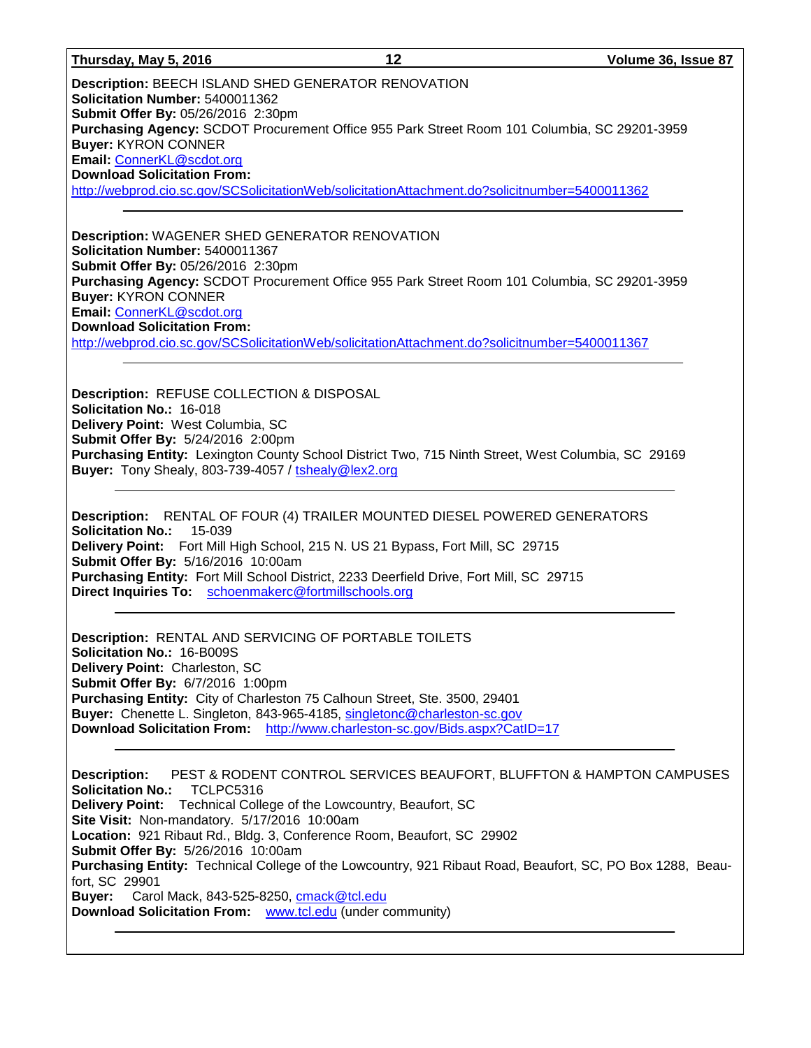**Description:** BEECH ISLAND SHED GENERATOR RENOVATION
**Solicitation Number:** 5400011362
**Submit Offer By:** 05/26/2016 2:30pm
**Purchasing Agency:** SCDOT Procurement Office 955 Park Street Room 101 Columbia, SC 29201-3959
**Buyer:** KYRON CONNER
**Email:** ConnerKL@scdot.org
**Download Solicitation From:**
http://webprod.cio.sc.gov/SCSolicitationWeb/solicitationAttachment.do?solicitnumber=5400011362

---

**Description:** WAGENER SHED GENERATOR RENOVATION
**Solicitation Number:** 5400011367
**Submit Offer By:** 05/26/2016 2:30pm
**Purchasing Agency:** SCDOT Procurement Office 955 Park Street Room 101 Columbia, SC 29201-3959
**Buyer:** KYRON CONNER
**Email:** ConnerKL@scdot.org
**Download Solicitation From:**
http://webprod.cio.sc.gov/SCSolicitationWeb/solicitationAttachment.do?solicitnumber=5400011367

---

**Description:** REFUSE COLLECTION & DISPOSAL
**Solicitation No.:** 16-018
**Delivery Point:** West Columbia, SC
**Submit Offer By:** 5/24/2016 2:00pm
**Purchasing Entity:** Lexington County School District Two, 715 Ninth Street, West Columbia, SC 29169
**Buyer:** Tony Shealy, 803-739-4057 / tshealy@lex2.org

---

**Description:** RENTAL OF FOUR (4) TRAILER MOUNTED DIESEL POWERED GENERATORS
**Solicitation No.:** 15-039
**Delivery Point:** Fort Mill High School, 215 N. US 21 Bypass, Fort Mill, SC 29715
**Submit Offer By:** 5/16/2016 10:00am
**Purchasing Entity:** Fort Mill School District, 2233 Deerfield Drive, Fort Mill, SC 29715
**Direct Inquiries To:** schoenmakerc@fortmillschools.org

---

**Description:** RENTAL AND SERVICING OF PORTABLE TOILETS
**Solicitation No.:** 16-B009S
**Delivery Point:** Charleston, SC
**Submit Offer By:** 6/7/2016 1:00pm
**Purchasing Entity:** City of Charleston 75 Calhoun Street, Ste. 3500, 29401
**Buyer:** Chenette L. Singleton, 843-965-4185, singletonc@charleston-sc.gov
**Download Solicitation From:** http://www.charleston-sc.gov/Bids.aspx?CatID=17

---

**Description:** PEST & RODENT CONTROL SERVICES BEAUFORT, BLUFFTON & HAMPTON CAMPUSES
**Solicitation No.:** TCLPC5316
**Delivery Point:** Technical College of the Lowcountry, Beaufort, SC
**Site Visit:** Non-mandatory. 5/17/2016 10:00am
**Location:** 921 Ribaut Rd., Bldg. 3, Conference Room, Beaufort, SC 29902
**Submit Offer By:** 5/26/2016 10:00am
**Purchasing Entity:** Technical College of the Lowcountry, 921 Ribaut Road, Beaufort, SC, PO Box 1288, Beaufort, SC 29901
**Buyer:** Carol Mack, 843-525-8250, cmack@tcl.edu
**Download Solicitation From:** www.tcl.edu (under community)

---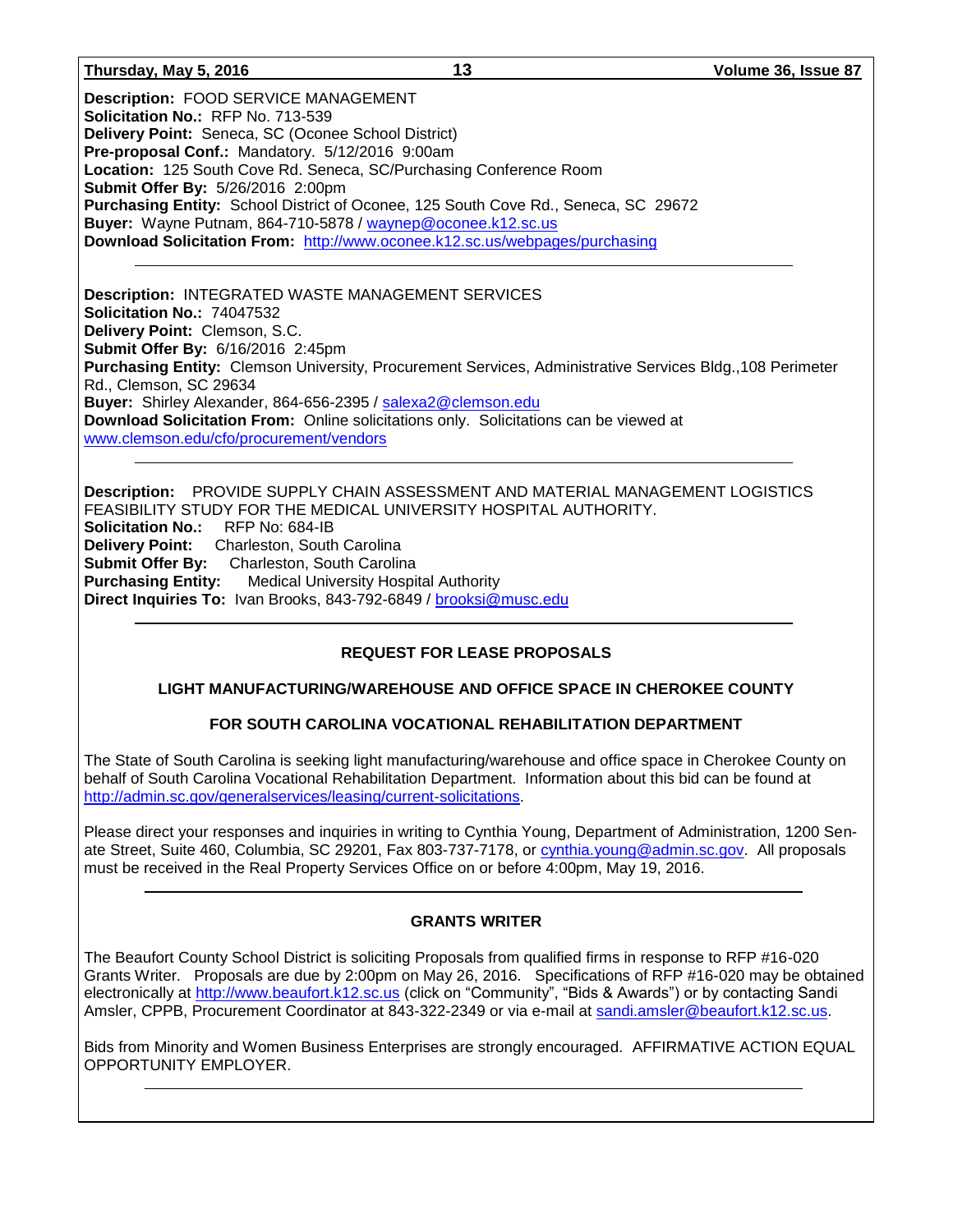**Description:** FOOD SERVICE MANAGEMENT
**Solicitation No.:** RFP No. 713-539
**Delivery Point:** Seneca, SC (Oconee School District)
**Pre-proposal Conf.:** Mandatory. 5/12/2016 9:00am
**Location:** 125 South Cove Rd. Seneca, SC/Purchasing Conference Room
**Submit Offer By:** 5/26/2016 2:00pm
**Purchasing Entity:** School District of Oconee, 125 South Cove Rd., Seneca, SC 29672
**Buyer:** Wayne Putnam, 864-710-5878 / waynep@oconee.k12.sc.us
**Download Solicitation From:** http://www.oconee.k12.sc.us/webpages/purchasing

---

**Description:** INTEGRATED WASTE MANAGEMENT SERVICES
**Solicitation No.:** 74047532
**Delivery Point:** Clemson, S.C.
**Submit Offer By:** 6/16/2016 2:45pm
**Purchasing Entity:** Clemson University, Procurement Services, Administrative Services Bldg.,108 Perimeter Rd., Clemson, SC 29634
**Buyer:** Shirley Alexander, 864-656-2395 / salexa2@clemson.edu
**Download Solicitation From:** Online solicitations only. Solicitations can be viewed at www.clemson.edu/cfo/procurement/vendors

---

**Description:** PROVIDE SUPPLY CHAIN ASSESSMENT AND MATERIAL MANAGEMENT LOGISTICS FEASIBILITY STUDY FOR THE MEDICAL UNIVERSITY HOSPITAL AUTHORITY.
**Solicitation No.:** RFP No: 684-IB
**Delivery Point:** Charleston, South Carolina
**Submit Offer By:** Charleston, South Carolina
**Purchasing Entity:** Medical University Hospital Authority
**Direct Inquiries To:** Ivan Brooks, 843-792-6849 / brooksi@musc.edu

---

## REQUEST FOR LEASE PROPOSALS

### LIGHT MANUFACTURING/WAREHOUSE AND OFFICE SPACE IN CHEROKEE COUNTY

### FOR SOUTH CAROLINA VOCATIONAL REHABILITATION DEPARTMENT

The State of South Carolina is seeking light manufacturing/warehouse and office space in Cherokee County on behalf of South Carolina Vocational Rehabilitation Department. Information about this bid can be found at http://admin.sc.gov/generalservices/leasing/current-solicitations.

Please direct your responses and inquiries in writing to Cynthia Young, Department of Administration, 1200 Senate Street, Suite 460, Columbia, SC 29201, Fax 803-737-7178, or cynthia.young@admin.sc.gov. All proposals must be received in the Real Property Services Office on or before 4:00pm, May 19, 2016.

---

## GRANTS WRITER

The Beaufort County School District is soliciting Proposals from qualified firms in response to RFP #16-020 Grants Writer. Proposals are due by 2:00pm on May 26, 2016. Specifications of RFP #16-020 may be obtained electronically at http://www.beaufort.k12.sc.us (click on "Community", "Bids & Awards") or by contacting Sandi Amsler, CPPB, Procurement Coordinator at 843-322-2349 or via e-mail at sandi.amsler@beaufort.k12.sc.us.

Bids from Minority and Women Business Enterprises are strongly encouraged. AFFIRMATIVE ACTION EQUAL OPPORTUNITY EMPLOYER.

---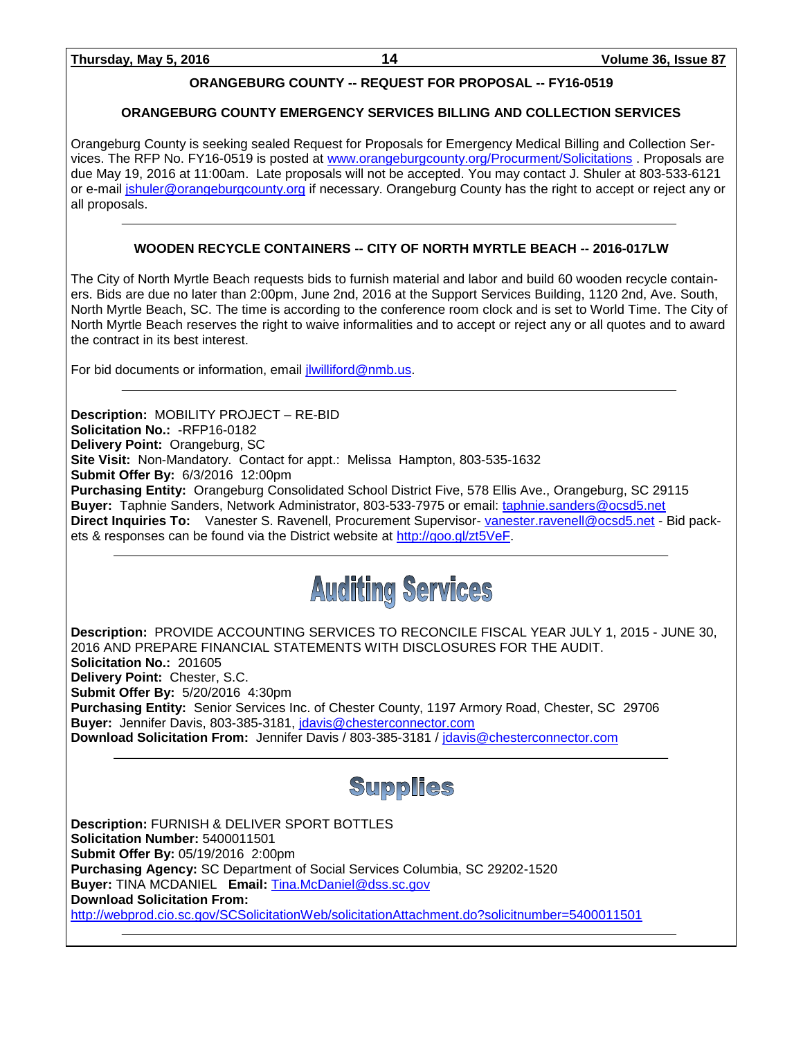### ORANGEBURG COUNTY -- REQUEST FOR PROPOSAL -- FY16-0519

### ORANGEBURG COUNTY EMERGENCY SERVICES BILLING AND COLLECTION SERVICES

Orangeburg County is seeking sealed Request for Proposals for Emergency Medical Billing and Collection Services. The RFP No. FY16-0519 is posted at www.orangeburgcounty.org/Procurment/Solicitations . Proposals are due May 19, 2016 at 11:00am. Late proposals will not be accepted. You may contact J. Shuler at 803-533-6121 or e-mail jshuler@orangeburgcounty.org if necessary. Orangeburg County has the right to accept or reject any or all proposals.

---

### WOODEN RECYCLE CONTAINERS -- CITY OF NORTH MYRTLE BEACH -- 2016-017LW

The City of North Myrtle Beach requests bids to furnish material and labor and build 60 wooden recycle containers. Bids are due no later than 2:00pm, June 2nd, 2016 at the Support Services Building, 1120 2nd, Ave. South, North Myrtle Beach, SC. The time is according to the conference room clock and is set to World Time. The City of North Myrtle Beach reserves the right to waive informalities and to accept or reject any or all quotes and to award the contract in its best interest.

For bid documents or information, email jlwilliford@nmb.us.

---

**Description:** MOBILITY PROJECT – RE-BID
**Solicitation No.:** -RFP16-0182
**Delivery Point:** Orangeburg, SC
**Site Visit:** Non-Mandatory. Contact for appt.: Melissa Hampton, 803-535-1632
**Submit Offer By:** 6/3/2016 12:00pm
**Purchasing Entity:** Orangeburg Consolidated School District Five, 578 Ellis Ave., Orangeburg, SC 29115
**Buyer:** Taphnie Sanders, Network Administrator, 803-533-7975 or email: taphnie.sanders@ocsd5.net
**Direct Inquiries To:** Vanester S. Ravenell, Procurement Supervisor- vanester.ravenell@ocsd5.net - Bid packets & responses can be found via the District website at http://goo.gl/zt5VeF.

---

## Auditing Services

**Description:** PROVIDE ACCOUNTING SERVICES TO RECONCILE FISCAL YEAR JULY 1, 2015 - JUNE 30, 2016 AND PREPARE FINANCIAL STATEMENTS WITH DISCLOSURES FOR THE AUDIT.
**Solicitation No.:** 201605
**Delivery Point:** Chester, S.C.
**Submit Offer By:** 5/20/2016 4:30pm
**Purchasing Entity:** Senior Services Inc. of Chester County, 1197 Armory Road, Chester, SC 29706
**Buyer:** Jennifer Davis, 803-385-3181, jdavis@chesterconnector.com
**Download Solicitation From:** Jennifer Davis / 803-385-3181 / jdavis@chesterconnector.com

---

## Supplies

**Description:** FURNISH & DELIVER SPORT BOTTLES
**Solicitation Number:** 5400011501
**Submit Offer By:** 05/19/2016 2:00pm
**Purchasing Agency:** SC Department of Social Services Columbia, SC 29202-1520
**Buyer:** TINA MCDANIEL **Email:** Tina.McDaniel@dss.sc.gov
**Download Solicitation From:**
http://webprod.cio.sc.gov/SCSolicitationWeb/solicitationAttachment.do?solicitnumber=5400011501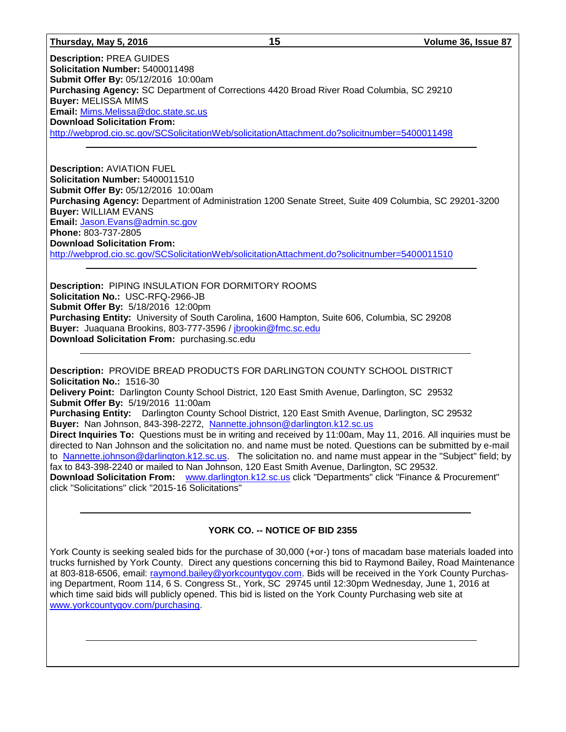**Description:** PREA GUIDES
**Solicitation Number:** 5400011498
**Submit Offer By:** 05/12/2016 10:00am
**Purchasing Agency:** SC Department of Corrections 4420 Broad River Road Columbia, SC 29210
**Buyer:** MELISSA MIMS
**Email:** Mims.Melissa@doc.state.sc.us
**Download Solicitation From:**
http://webprod.cio.sc.gov/SCSolicitationWeb/solicitationAttachment.do?solicitnumber=5400011498

---

**Description:** AVIATION FUEL
**Solicitation Number:** 5400011510
**Submit Offer By:** 05/12/2016 10:00am
**Purchasing Agency:** Department of Administration 1200 Senate Street, Suite 409 Columbia, SC 29201-3200
**Buyer:** WILLIAM EVANS
**Email:** Jason.Evans@admin.sc.gov
**Phone:** 803-737-2805
**Download Solicitation From:**
http://webprod.cio.sc.gov/SCSolicitationWeb/solicitationAttachment.do?solicitnumber=5400011510

---

**Description:** PIPING INSULATION FOR DORMITORY ROOMS
**Solicitation No.:** USC-RFQ-2966-JB
**Submit Offer By:** 5/18/2016 12:00pm
**Purchasing Entity:** University of South Carolina, 1600 Hampton, Suite 606, Columbia, SC 29208
**Buyer:** Juaquana Brookins, 803-777-3596 / jbrookin@fmc.sc.edu
**Download Solicitation From:** purchasing.sc.edu

---

**Description:** PROVIDE BREAD PRODUCTS FOR DARLINGTON COUNTY SCHOOL DISTRICT
**Solicitation No.:** 1516-30
**Delivery Point:** Darlington County School District, 120 East Smith Avenue, Darlington, SC 29532
**Submit Offer By:** 5/19/2016 11:00am
**Purchasing Entity:** Darlington County School District, 120 East Smith Avenue, Darlington, SC 29532
**Buyer:** Nan Johnson, 843-398-2272, Nannette.johnson@darlington.k12.sc.us
**Direct Inquiries To:** Questions must be in writing and received by 11:00am, May 11, 2016. All inquiries must be directed to Nan Johnson and the solicitation no. and name must be noted. Questions can be submitted by e-mail to Nannette.johnson@darlington.k12.sc.us. The solicitation no. and name must appear in the "Subject" field; by fax to 843-398-2240 or mailed to Nan Johnson, 120 East Smith Avenue, Darlington, SC 29532.
**Download Solicitation From:** www.darlington.k12.sc.us click "Departments" click "Finance & Procurement" click "Solicitations" click "2015-16 Solicitations"

---

**YORK CO. -- NOTICE OF BID 2355**

York County is seeking sealed bids for the purchase of 30,000 (+or-) tons of macadam base materials loaded into trucks furnished by York County. Direct any questions concerning this bid to Raymond Bailey, Road Maintenance at 803-818-6506, email: raymond.bailey@yorkcountygov.com. Bids will be received in the York County Purchasing Department, Room 114, 6 S. Congress St., York, SC 29745 until 12:30pm Wednesday, June 1, 2016 at which time said bids will publicly opened. This bid is listed on the York County Purchasing web site at www.yorkcountygov.com/purchasing.

---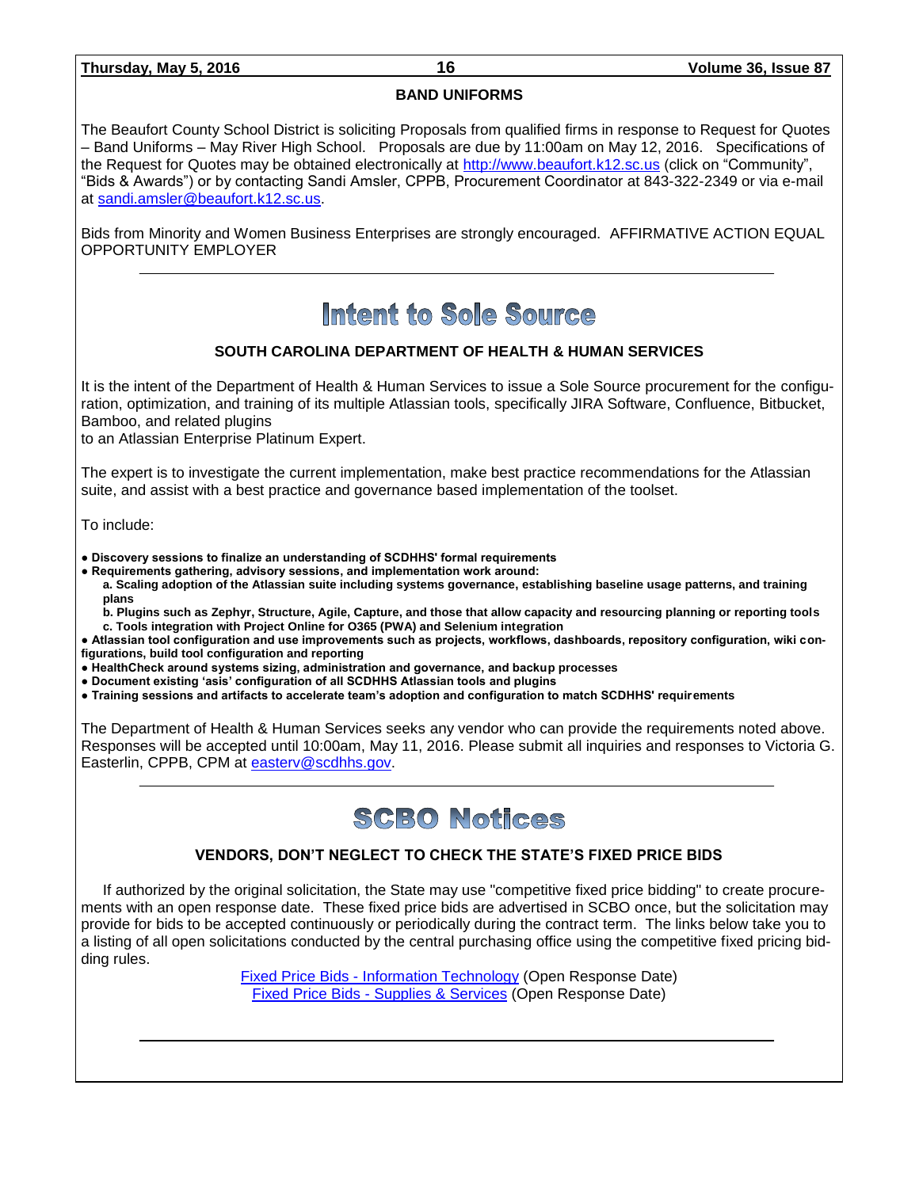## BAND UNIFORMS

The Beaufort County School District is soliciting Proposals from qualified firms in response to Request for Quotes – Band Uniforms – May River High School. Proposals are due by 11:00am on May 12, 2016. Specifications of the Request for Quotes may be obtained electronically at http://www.beaufort.k12.sc.us (click on "Community", "Bids & Awards") or by contacting Sandi Amsler, CPPB, Procurement Coordinator at 843-322-2349 or via e-mail at sandi.amsler@beaufort.k12.sc.us.

Bids from Minority and Women Business Enterprises are strongly encouraged. AFFIRMATIVE ACTION EQUAL OPPORTUNITY EMPLOYER

---

# Intent to Sole Source

## SOUTH CAROLINA DEPARTMENT OF HEALTH & HUMAN SERVICES

It is the intent of the Department of Health & Human Services to issue a Sole Source procurement for the configuration, optimization, and training of its multiple Atlassian tools, specifically JIRA Software, Confluence, Bitbucket, Bamboo, and related plugins
to an Atlassian Enterprise Platinum Expert.

The expert is to investigate the current implementation, make best practice recommendations for the Atlassian suite, and assist with a best practice and governance based implementation of the toolset.

To include:

- **Discovery sessions to finalize an understanding of SCDHHS' formal requirements**
- **Requirements gathering, advisory sessions, and implementation work around:**
  - **a. Scaling adoption of the Atlassian suite including systems governance, establishing baseline usage patterns, and training plans**
  - **b. Plugins such as Zephyr, Structure, Agile, Capture, and those that allow capacity and resourcing planning or reporting tools**
  - **c. Tools integration with Project Online for O365 (PWA) and Selenium integration**
- **Atlassian tool configuration and use improvements such as projects, workflows, dashboards, repository configuration, wiki configurations, build tool configuration and reporting**
- **HealthCheck around systems sizing, administration and governance, and backup processes**
- **Document existing 'asis' configuration of all SCDHHS Atlassian tools and plugins**
- **Training sessions and artifacts to accelerate team's adoption and configuration to match SCDHHS' requirements**

The Department of Health & Human Services seeks any vendor who can provide the requirements noted above. Responses will be accepted until 10:00am, May 11, 2016. Please submit all inquiries and responses to Victoria G. Easterlin, CPPB, CPM at easterv@scdhhs.gov.

---

# SCBO Notices

## VENDORS, DON'T NEGLECT TO CHECK THE STATE'S FIXED PRICE BIDS

If authorized by the original solicitation, the State may use "competitive fixed price bidding" to create procurements with an open response date. These fixed price bids are advertised in SCBO once, but the solicitation may provide for bids to be accepted continuously or periodically during the contract term. The links below take you to a listing of all open solicitations conducted by the central purchasing office using the competitive fixed pricing bidding rules.

Fixed Price Bids - Information Technology (Open Response Date)
Fixed Price Bids - Supplies & Services (Open Response Date)

---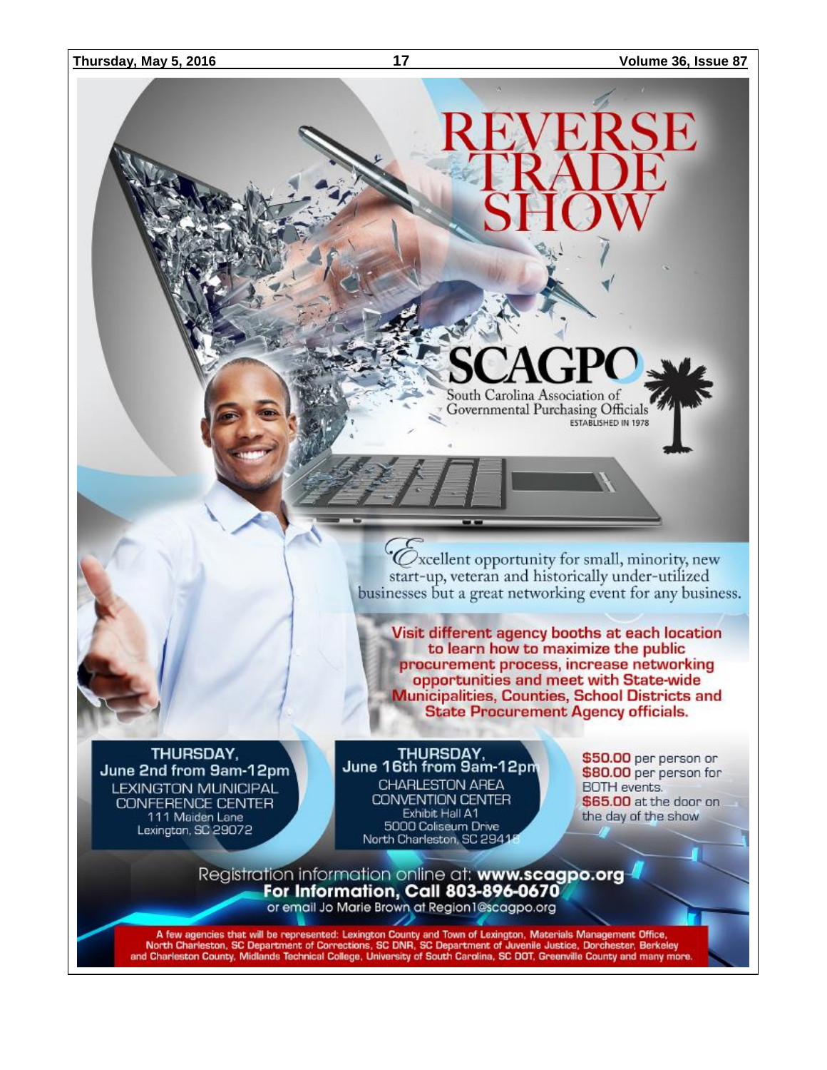# REVERSE TRADE SHOW

**SCAGPO**
South Carolina Association of Governmental Purchasing Officials
ESTABLISHED IN 1978

*Excellent opportunity for small, minority, new start-up, veteran and historically under-utilized businesses but a great networking event for any business.*

**Visit different agency booths at each location to learn how to maximize the public procurement process, increase networking opportunities and meet with State-wide Municipalities, Counties, School Districts and State Procurement Agency officials.**

**THURSDAY,**
**June 2nd from 9am-12pm**
LEXINGTON MUNICIPAL CONFERENCE CENTER
111 Maiden Lane
Lexington, SC 29072

**THURSDAY,**
**June 16th from 9am-12pm**
CHARLESTON AREA CONVENTION CENTER
Exhibit Hall A1
5000 Coliseum Drive
North Charleston, SC 29418

**$50.00** per person or **$80.00** per person for BOTH events.
**$65.00** at the door on the day of the show

Registration information online at: **www.scagpo.org**
**For Information, Call 803-896-0670**
or email Jo Marie Brown at Region1@scagpo.org

A few agencies that will be represented: Lexington County and Town of Lexington, Materials Management Office, North Charleston, SC Department of Corrections, SC DNR, SC Department of Juvenile Justice, Dorchester, Berkeley and Charleston County, Midlands Technical College, University of South Carolina, SC DOT, Greenville County and many more.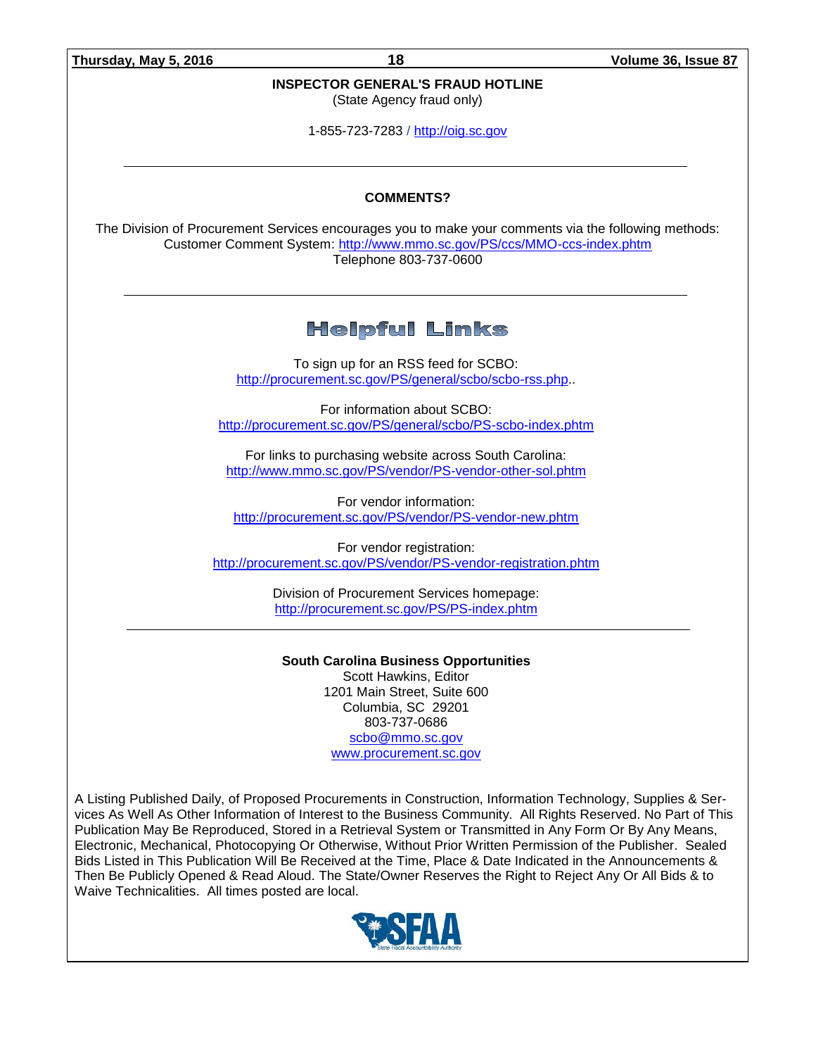**INSPECTOR GENERAL'S FRAUD HOTLINE**
(State Agency fraud only)

1-855-723-7283 / http://oig.sc.gov

---

**COMMENTS?**

The Division of Procurement Services encourages you to make your comments via the following methods:
Customer Comment System: http://www.mmo.sc.gov/PS/ccs/MMO-ccs-index.phtm
Telephone 803-737-0600

---

## Helpful Links

To sign up for an RSS feed for SCBO:
http://procurement.sc.gov/PS/general/scbo/scbo-rss.php..

For information about SCBO:
http://procurement.sc.gov/PS/general/scbo/PS-scbo-index.phtm

For links to purchasing website across South Carolina:
http://www.mmo.sc.gov/PS/vendor/PS-vendor-other-sol.phtm

For vendor information:
http://procurement.sc.gov/PS/vendor/PS-vendor-new.phtm

For vendor registration:
http://procurement.sc.gov/PS/vendor/PS-vendor-registration.phtm

Division of Procurement Services homepage:
http://procurement.sc.gov/PS/PS-index.phtm

---

**South Carolina Business Opportunities**
Scott Hawkins, Editor
1201 Main Street, Suite 600
Columbia, SC 29201
803-737-0686
scbo@mmo.sc.gov
www.procurement.sc.gov

A Listing Published Daily, of Proposed Procurements in Construction, Information Technology, Supplies & Services As Well As Other Information of Interest to the Business Community. All Rights Reserved. No Part of This Publication May Be Reproduced, Stored in a Retrieval System or Transmitted in Any Form Or By Any Means, Electronic, Mechanical, Photocopying Or Otherwise, Without Prior Written Permission of the Publisher. Sealed Bids Listed in This Publication Will Be Received at the Time, Place & Date Indicated in the Announcements & Then Be Publicly Opened & Read Aloud. The State/Owner Reserves the Right to Reject Any Or All Bids & to Waive Technicalities. All times posted are local.

SFAA
State Fiscal Accountability Authority